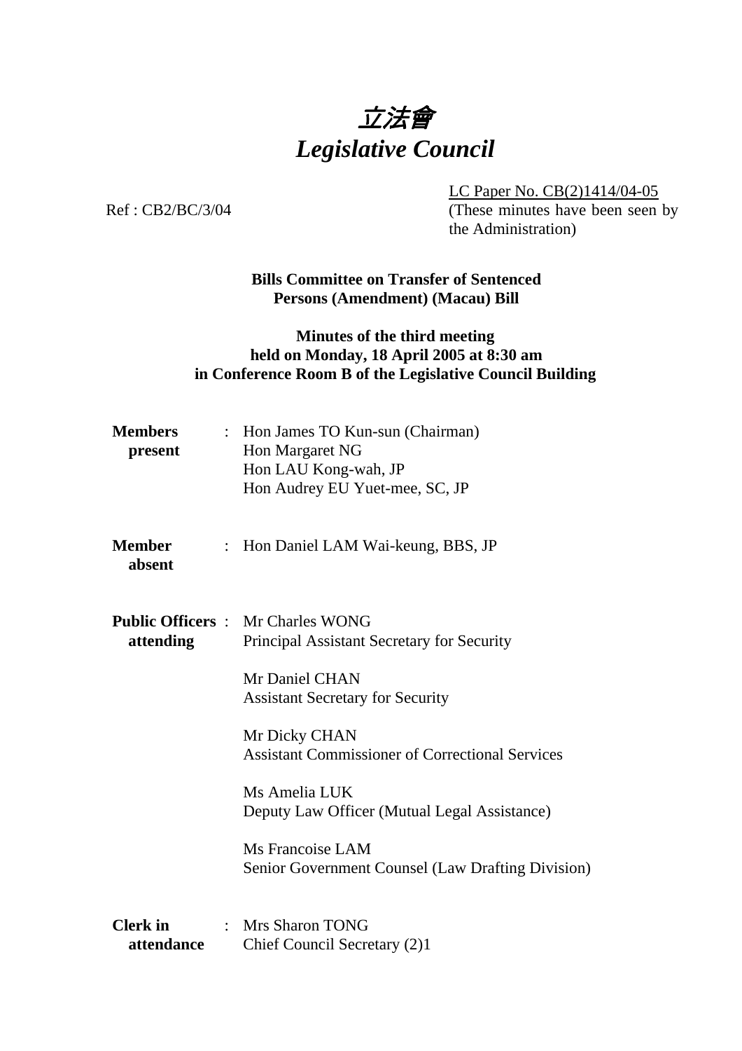# 立法會
# *Legislative Council*

Ref : CB2/BC/3/04

LC Paper No. CB(2)1414/04-05
(These minutes have been seen by the Administration)

**Bills Committee on Transfer of Sentenced Persons (Amendment) (Macau) Bill**

**Minutes of the third meeting held on Monday, 18 April 2005 at 8:30 am in Conference Room B of the Legislative Council Building**

**Members present** : Hon James TO Kun-sun (Chairman)
Hon Margaret NG
Hon LAU Kong-wah, JP
Hon Audrey EU Yuet-mee, SC, JP

**Member absent** : Hon Daniel LAM Wai-keung, BBS, JP

**Public Officers attending** : Mr Charles WONG
Principal Assistant Secretary for Security

Mr Daniel CHAN
Assistant Secretary for Security

Mr Dicky CHAN
Assistant Commissioner of Correctional Services

Ms Amelia LUK
Deputy Law Officer (Mutual Legal Assistance)

Ms Francoise LAM
Senior Government Counsel (Law Drafting Division)

**Clerk in attendance** : Mrs Sharon TONG
Chief Council Secretary (2)1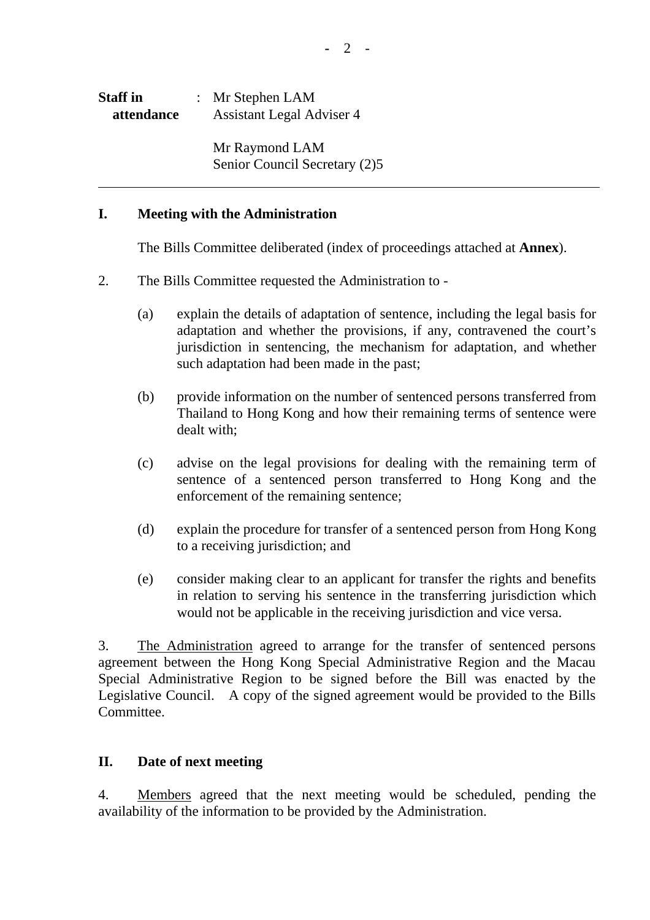**Staff in attendance** : Mr Stephen LAM
Assistant Legal Adviser 4

Mr Raymond LAM
Senior Council Secretary (2)5

---

## I. Meeting with the Administration

The Bills Committee deliberated (index of proceedings attached at **Annex**).

2. The Bills Committee requested the Administration to -

   (a) explain the details of adaptation of sentence, including the legal basis for adaptation and whether the provisions, if any, contravened the court's jurisdiction in sentencing, the mechanism for adaptation, and whether such adaptation had been made in the past;

   (b) provide information on the number of sentenced persons transferred from Thailand to Hong Kong and how their remaining terms of sentence were dealt with;

   (c) advise on the legal provisions for dealing with the remaining term of sentence of a sentenced person transferred to Hong Kong and the enforcement of the remaining sentence;

   (d) explain the procedure for transfer of a sentenced person from Hong Kong to a receiving jurisdiction; and

   (e) consider making clear to an applicant for transfer the rights and benefits in relation to serving his sentence in the transferring jurisdiction which would not be applicable in the receiving jurisdiction and vice versa.

3. The Administration agreed to arrange for the transfer of sentenced persons agreement between the Hong Kong Special Administrative Region and the Macau Special Administrative Region to be signed before the Bill was enacted by the Legislative Council. A copy of the signed agreement would be provided to the Bills Committee.

## II. Date of next meeting

4. Members agreed that the next meeting would be scheduled, pending the availability of the information to be provided by the Administration.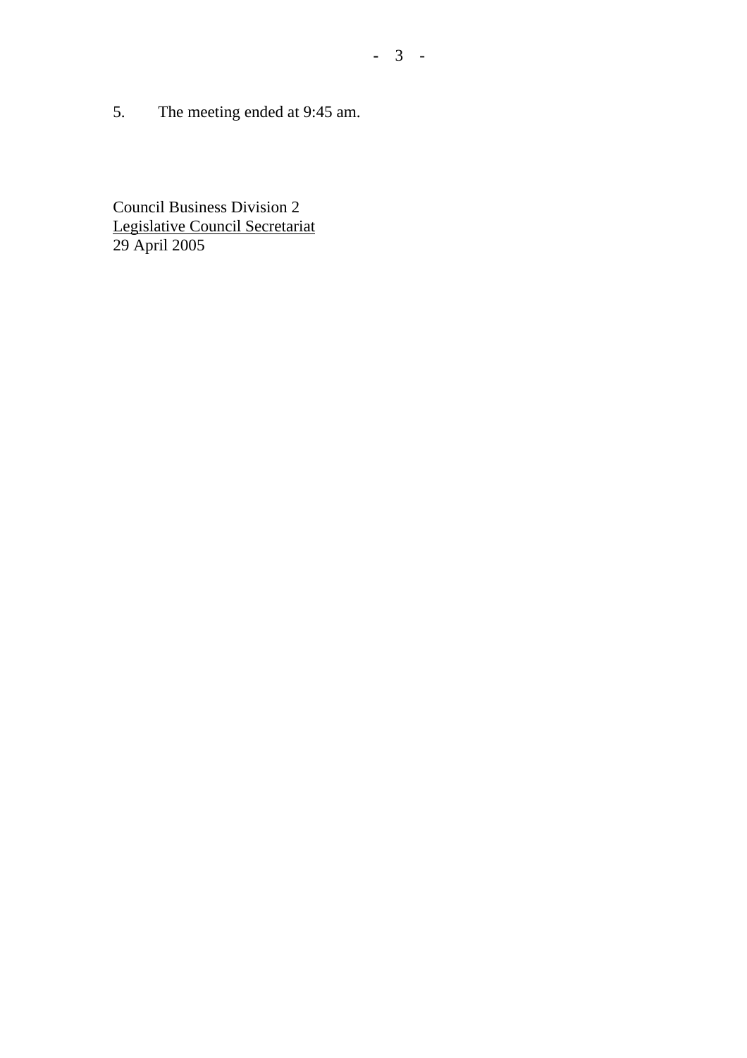5. The meeting ended at 9:45 am.

Council Business Division 2  
Legislative Council Secretariat  
29 April 2005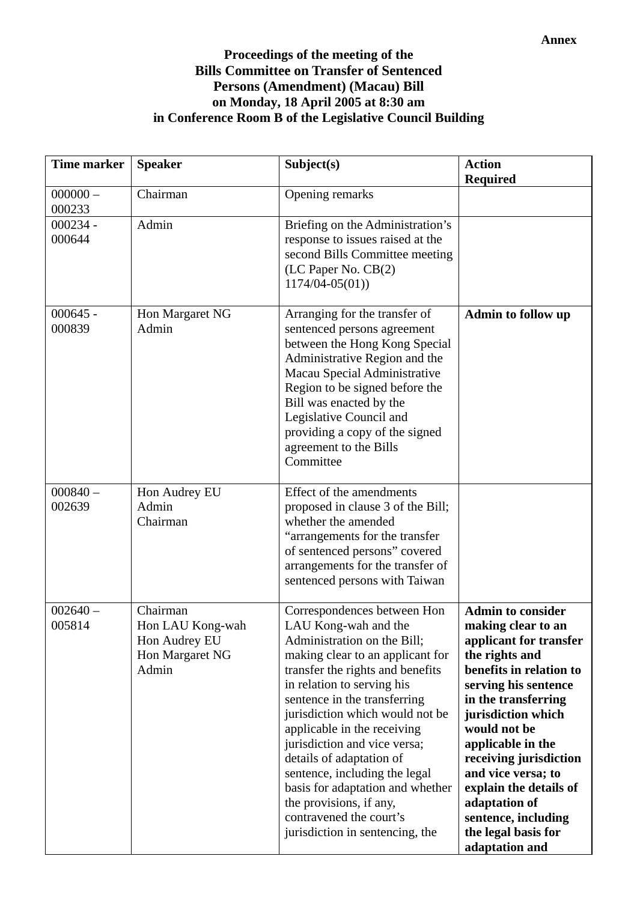**Annex**

**Proceedings of the meeting of the**
**Bills Committee on Transfer of Sentenced**
**Persons (Amendment) (Macau) Bill**
**on Monday, 18 April 2005 at 8:30 am**
**in Conference Room B of the Legislative Council Building**

| Time marker | Speaker | Subject(s) | Action Required |
|---|---|---|---|
| 000000 – 000233 | Chairman | Opening remarks | |
| 000234 - 000644 | Admin | Briefing on the Administration's response to issues raised at the second Bills Committee meeting (LC Paper No. CB(2) 1174/04-05(01)) | |
| 000645 - 000839 | Hon Margaret NG<br>Admin | Arranging for the transfer of sentenced persons agreement between the Hong Kong Special Administrative Region and the Macau Special Administrative Region to be signed before the Bill was enacted by the Legislative Council and providing a copy of the signed agreement to the Bills Committee | **Admin to follow up** |
| 000840 – 002639 | Hon Audrey EU<br>Admin<br>Chairman | Effect of the amendments proposed in clause 3 of the Bill; whether the amended "arrangements for the transfer of sentenced persons" covered arrangements for the transfer of sentenced persons with Taiwan | |
| 002640 – 005814 | Chairman<br>Hon LAU Kong-wah<br>Hon Audrey EU<br>Hon Margaret NG<br>Admin | Correspondences between Hon LAU Kong-wah and the Administration on the Bill; making clear to an applicant for transfer the rights and benefits in relation to serving his sentence in the transferring jurisdiction which would not be applicable in the receiving jurisdiction and vice versa; details of adaptation of sentence, including the legal basis for adaptation and whether the provisions, if any, contravened the court's jurisdiction in sentencing, the | **Admin to consider making clear to an applicant for transfer the rights and benefits in relation to serving his sentence in the transferring jurisdiction which would not be applicable in the receiving jurisdiction and vice versa; to explain the details of adaptation of sentence, including the legal basis for adaptation and** |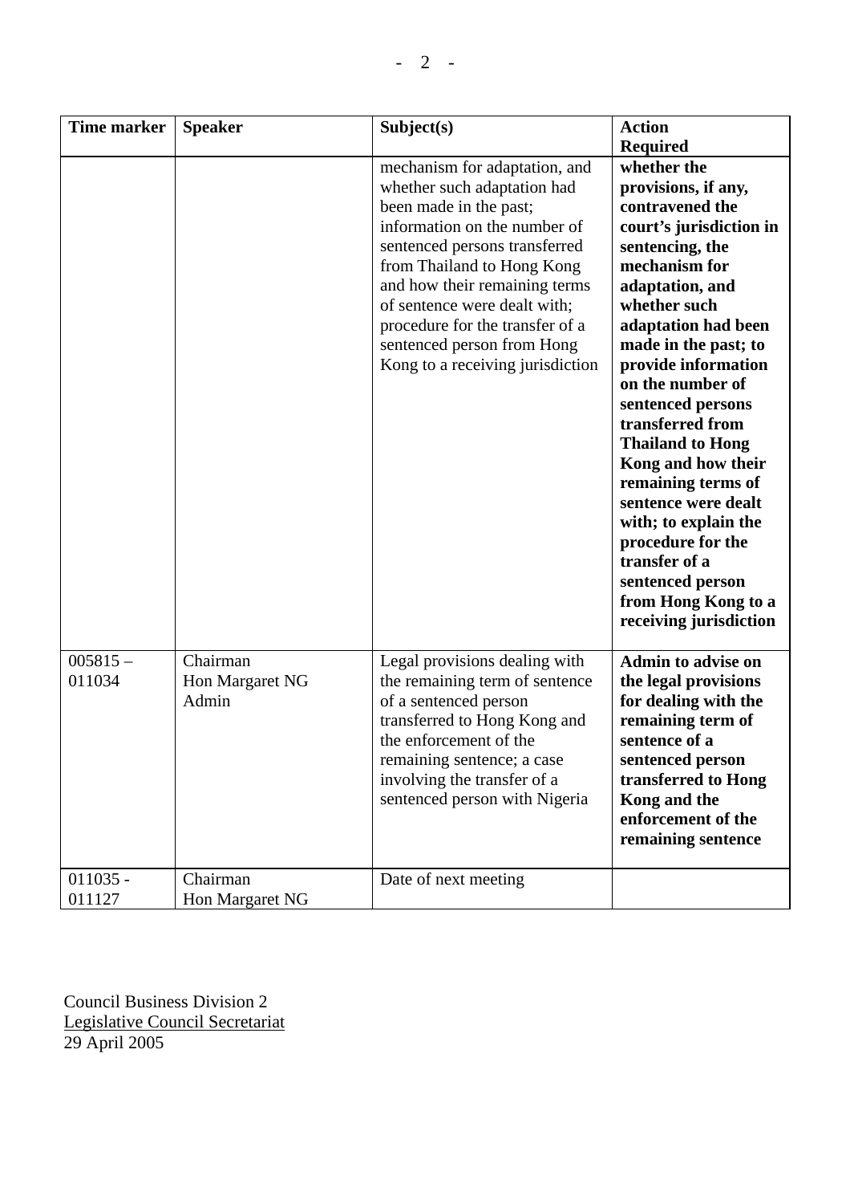| Time marker | Speaker | Subject(s) | Action Required |
|---|---|---|---|
| | | mechanism for adaptation, and whether such adaptation had been made in the past; information on the number of sentenced persons transferred from Thailand to Hong Kong and how their remaining terms of sentence were dealt with; procedure for the transfer of a sentenced person from Hong Kong to a receiving jurisdiction | **whether the provisions, if any, contravened the court's jurisdiction in sentencing, the mechanism for adaptation, and whether such adaptation had been made in the past; to provide information on the number of sentenced persons transferred from Thailand to Hong Kong and how their remaining terms of sentence were dealt with; to explain the procedure for the transfer of a sentenced person from Hong Kong to a receiving jurisdiction** |
| 005815 – 011034 | Chairman<br>Hon Margaret NG<br>Admin | Legal provisions dealing with the remaining term of sentence of a sentenced person transferred to Hong Kong and the enforcement of the remaining sentence; a case involving the transfer of a sentenced person with Nigeria | **Admin to advise on the legal provisions for dealing with the remaining term of sentence of a sentenced person transferred to Hong Kong and the enforcement of the remaining sentence** |
| 011035 - 011127 | Chairman<br>Hon Margaret NG | Date of next meeting | |

Council Business Division 2
Legislative Council Secretariat
29 April 2005